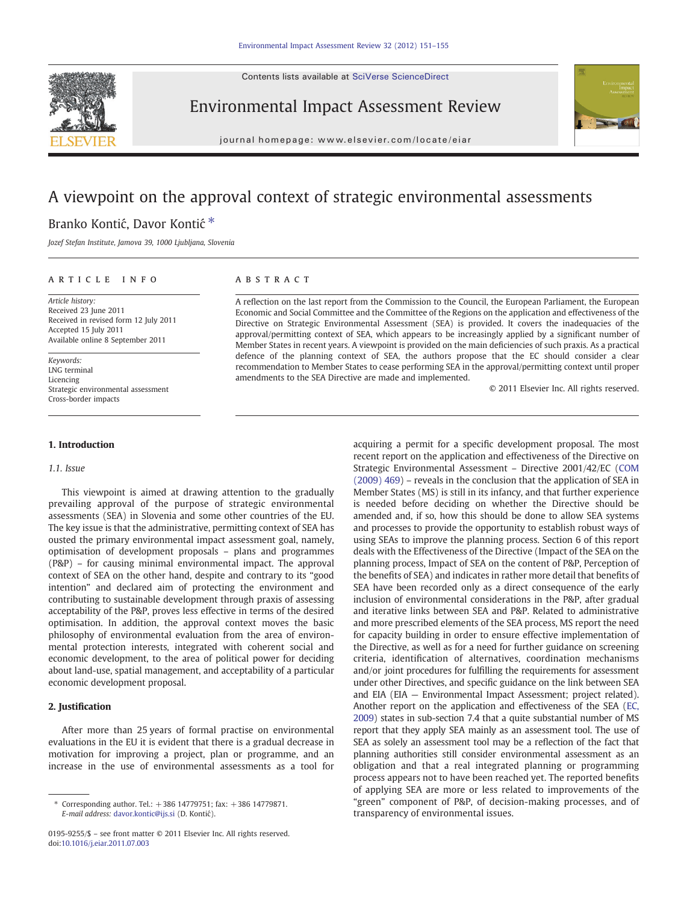# A viewpoint on the approval context of strategic environmental assessments

Branko Kontić, Davor Kontić *

*Jozef Stefan Institute, Jamova 39, 1000 Ljubljana, Slovenia*

**ARTICLE INFO**

*Article history:*
Received 23 June 2011
Received in revised form 12 July 2011
Accepted 15 July 2011
Available online 8 September 2011

*Keywords:*
LNG terminal
Licencing
Strategic environmental assessment
Cross-border impacts

**ABSTRACT**

A reflection on the last report from the Commission to the Council, the European Parliament, the European Economic and Social Committee and the Committee of the Regions on the application and effectiveness of the Directive on Strategic Environmental Assessment (SEA) is provided. It covers the inadequacies of the approval/permitting context of SEA, which appears to be increasingly applied by a significant number of Member States in recent years. A viewpoint is provided on the main deficiencies of such praxis. As a practical defence of the planning context of SEA, the authors propose that the EC should consider a clear recommendation to Member States to cease performing SEA in the approval/permitting context until proper amendments to the SEA Directive are made and implemented.

© 2011 Elsevier Inc. All rights reserved.

## 1. Introduction

### 1.1. Issue

This viewpoint is aimed at drawing attention to the gradually prevailing approval of the purpose of strategic environmental assessments (SEA) in Slovenia and some other countries of the EU. The key issue is that the administrative, permitting context of SEA has ousted the primary environmental impact assessment goal, namely, optimisation of development proposals – plans and programmes (P&P) – for causing minimal environmental impact. The approval context of SEA on the other hand, despite and contrary to its "good intention" and declared aim of protecting the environment and contributing to sustainable development through praxis of assessing acceptability of the P&P, proves less effective in terms of the desired optimisation. In addition, the approval context moves the basic philosophy of environmental evaluation from the area of environmental protection interests, integrated with coherent social and economic development, to the area of political power for deciding about land-use, spatial management, and acceptability of a particular economic development proposal.

## 2. Justification

After more than 25 years of formal practise on environmental evaluations in the EU it is evident that there is a gradual decrease in motivation for improving a project, plan or programme, and an increase in the use of environmental assessments as a tool for acquiring a permit for a specific development proposal. The most recent report on the application and effectiveness of the Directive on Strategic Environmental Assessment – Directive 2001/42/EC (COM (2009) 469) – reveals in the conclusion that the application of SEA in Member States (MS) is still in its infancy, and that further experience is needed before deciding on whether the Directive should be amended and, if so, how this should be done to allow SEA systems and processes to provide the opportunity to establish robust ways of using SEAs to improve the planning process. Section 6 of this report deals with the Effectiveness of the Directive (Impact of the SEA on the planning process, Impact of SEA on the content of P&P, Perception of the benefits of SEA) and indicates in rather more detail that benefits of SEA have been recorded only as a direct consequence of the early inclusion of environmental considerations in the P&P, after gradual and iterative links between SEA and P&P. Related to administrative and more prescribed elements of the SEA process, MS report the need for capacity building in order to ensure effective implementation of the Directive, as well as for a need for further guidance on screening criteria, identification of alternatives, coordination mechanisms and/or joint procedures for fulfilling the requirements for assessment under other Directives, and specific guidance on the link between SEA and EIA (EIA — Environmental Impact Assessment; project related). Another report on the application and effectiveness of the SEA (EC, 2009) states in sub-section 7.4 that a quite substantial number of MS report that they apply SEA mainly as an assessment tool. The use of SEA as solely an assessment tool may be a reflection of the fact that planning authorities still consider environmental assessment as an obligation and that a real integrated planning or programming process appears not to have been reached yet. The reported benefits of applying SEA are more or less related to improvements of the "green" component of P&P, of decision-making processes, and of transparency of environmental issues.

* Corresponding author. Tel.: +386 14779751; fax: +386 14779871. *E-mail address:* davor.kontic@ijs.si (D. Kontić).

0195-9255/$ – see front matter © 2011 Elsevier Inc. All rights reserved.
doi:10.1016/j.eiar.2011.07.003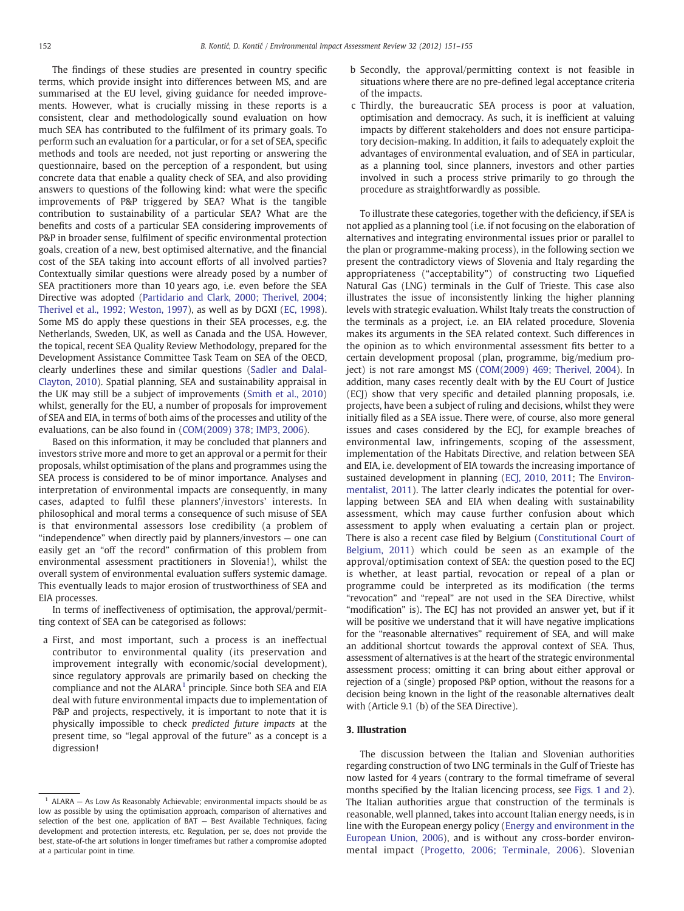The findings of these studies are presented in country specific terms, which provide insight into differences between MS, and are summarised at the EU level, giving guidance for needed improvements. However, what is crucially missing in these reports is a consistent, clear and methodologically sound evaluation on how much SEA has contributed to the fulfilment of its primary goals. To perform such an evaluation for a particular, or for a set of SEA, specific methods and tools are needed, not just reporting or answering the questionnaire, based on the perception of a respondent, but using concrete data that enable a quality check of SEA, and also providing answers to questions of the following kind: what were the specific improvements of P&P triggered by SEA? What is the tangible contribution to sustainability of a particular SEA? What are the benefits and costs of a particular SEA considering improvements of P&P in broader sense, fulfilment of specific environmental protection goals, creation of a new, best optimised alternative, and the financial cost of the SEA taking into account efforts of all involved parties? Contextually similar questions were already posed by a number of SEA practitioners more than 10 years ago, i.e. even before the SEA Directive was adopted (Partidario and Clark, 2000; Therivel, 2004; Therivel et al., 1992; Weston, 1997), as well as by DGXI (EC, 1998). Some MS do apply these questions in their SEA processes, e.g. the Netherlands, Sweden, UK, as well as Canada and the USA. However, the topical, recent SEA Quality Review Methodology, prepared for the Development Assistance Committee Task Team on SEA of the OECD, clearly underlines these and similar questions (Sadler and Dalal-Clayton, 2010). Spatial planning, SEA and sustainability appraisal in the UK may still be a subject of improvements (Smith et al., 2010) whilst, generally for the EU, a number of proposals for improvement of SEA and EIA, in terms of both aims of the processes and utility of the evaluations, can be also found in (COM(2009) 378; IMP3, 2006).

Based on this information, it may be concluded that planners and investors strive more and more to get an approval or a permit for their proposals, whilst optimisation of the plans and programmes using the SEA process is considered to be of minor importance. Analyses and interpretation of environmental impacts are consequently, in many cases, adapted to fulfil these planners'/investors' interests. In philosophical and moral terms a consequence of such misuse of SEA is that environmental assessors lose credibility (a problem of "independence" when directly paid by planners/investors — one can easily get an "off the record" confirmation of this problem from environmental assessment practitioners in Slovenia!), whilst the overall system of environmental evaluation suffers systemic damage. This eventually leads to major erosion of trustworthiness of SEA and EIA processes.

In terms of ineffectiveness of optimisation, the approval/permitting context of SEA can be categorised as follows:

a First, and most important, such a process is an ineffectual contributor to environmental quality (its preservation and improvement integrally with economic/social development), since regulatory approvals are primarily based on checking the compliance and not the ALARA[1] principle. Since both SEA and EIA deal with future environmental impacts due to implementation of P&P and projects, respectively, it is important to note that it is physically impossible to check *predicted future impacts* at the present time, so "legal approval of the future" as a concept is a digression!

b Secondly, the approval/permitting context is not feasible in situations where there are no pre-defined legal acceptance criteria of the impacts.

c Thirdly, the bureaucratic SEA process is poor at valuation, optimisation and democracy. As such, it is inefficient at valuing impacts by different stakeholders and does not ensure participatory decision-making. In addition, it fails to adequately exploit the advantages of environmental evaluation, and of SEA in particular, as a planning tool, since planners, investors and other parties involved in such a process strive primarily to go through the procedure as straightforwardly as possible.

To illustrate these categories, together with the deficiency, if SEA is not applied as a planning tool (i.e. if not focusing on the elaboration of alternatives and integrating environmental issues prior or parallel to the plan or programme-making process), in the following section we present the contradictory views of Slovenia and Italy regarding the appropriateness ("acceptability") of constructing two Liquefied Natural Gas (LNG) terminals in the Gulf of Trieste. This case also illustrates the issue of inconsistently linking the higher planning levels with strategic evaluation. Whilst Italy treats the construction of the terminals as a project, i.e. an EIA related procedure, Slovenia makes its arguments in the SEA related context. Such differences in the opinion as to which environmental assessment fits better to a certain development proposal (plan, programme, big/medium project) is not rare amongst MS (COM(2009) 469; Therivel, 2004). In addition, many cases recently dealt with by the EU Court of Justice (ECJ) show that very specific and detailed planning proposals, i.e. projects, have been a subject of ruling and decisions, whilst they were initially filed as a SEA issue. There were, of course, also more general issues and cases considered by the ECJ, for example breaches of environmental law, infringements, scoping of the assessment, implementation of the Habitats Directive, and relation between SEA and EIA, i.e. development of EIA towards the increasing importance of sustained development in planning (ECJ, 2010, 2011; The Environmentalist, 2011). The latter clearly indicates the potential for overlapping between SEA and EIA when dealing with sustainability assessment, which may cause further confusion about which assessment to apply when evaluating a certain plan or project. There is also a recent case filed by Belgium (Constitutional Court of Belgium, 2011) which could be seen as an example of the approval/optimisation context of SEA: the question posed to the ECJ is whether, at least partial, revocation or repeal of a plan or programme could be interpreted as its modification (the terms "revocation" and "repeal" are not used in the SEA Directive, whilst "modification" is). The ECJ has not provided an answer yet, but if it will be positive we understand that it will have negative implications for the "reasonable alternatives" requirement of SEA, and will make an additional shortcut towards the approval context of SEA. Thus, assessment of alternatives is at the heart of the strategic environmental assessment process; omitting it can bring about either approval or rejection of a (single) proposed P&P option, without the reasons for a decision being known in the light of the reasonable alternatives dealt with (Article 9.1 (b) of the SEA Directive).

## 3. Illustration

The discussion between the Italian and Slovenian authorities regarding construction of two LNG terminals in the Gulf of Trieste has now lasted for 4 years (contrary to the formal timeframe of several months specified by the Italian licencing process, see Figs. 1 and 2). The Italian authorities argue that construction of the terminals is reasonable, well planned, takes into account Italian energy needs, is in line with the European energy policy (Energy and environment in the European Union, 2006), and is without any cross-border environmental impact (Progetto, 2006; Terminale, 2006). Slovenian

[1] ALARA — As Low As Reasonably Achievable; environmental impacts should be as low as possible by using the optimisation approach, comparison of alternatives and selection of the best one, application of BAT — Best Available Techniques, facing development and protection interests, etc. Regulation, per se, does not provide the best, state-of-the art solutions in longer timeframes but rather a compromise adopted at a particular point in time.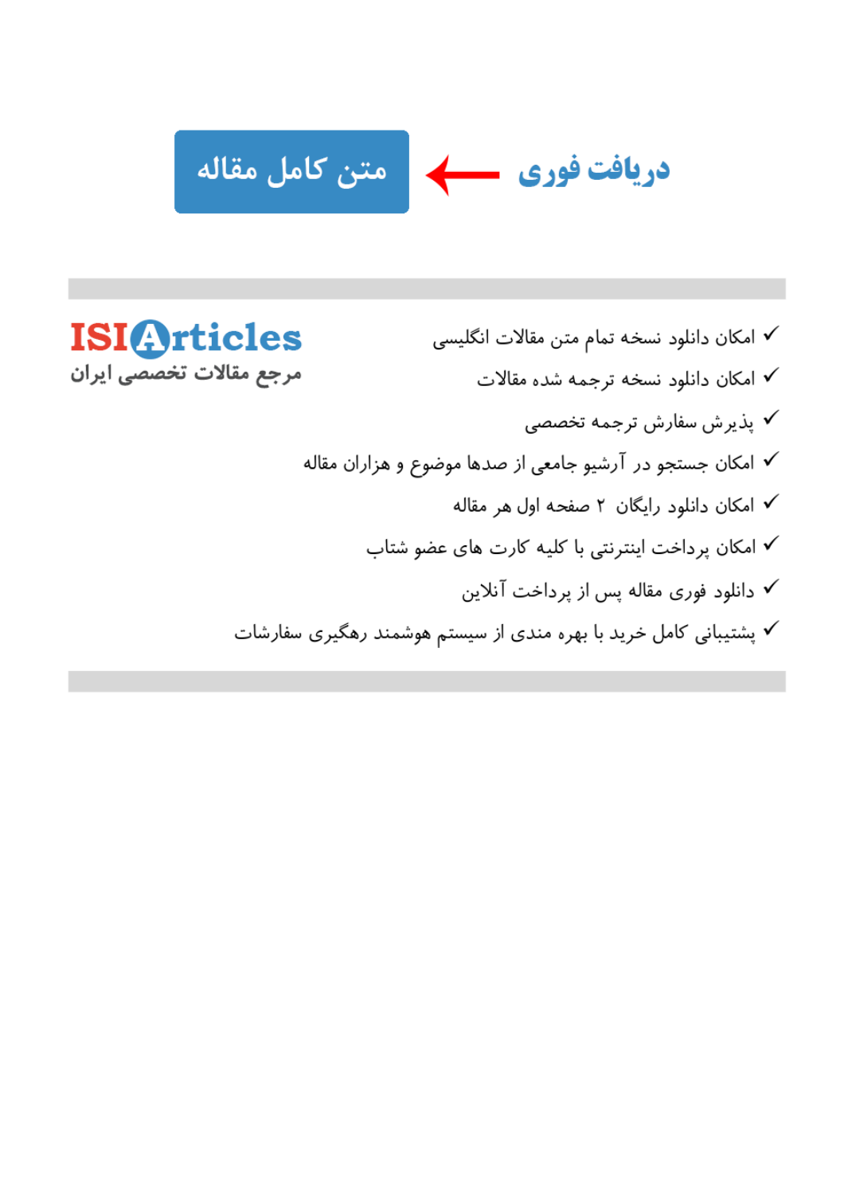دریافت فوری ← **متن کامل مقاله**

**ISIArticles**
مرجع مقالات تخصصی ایران

- ✓ امکان دانلود نسخه تمام متن مقالات انگلیسی
- ✓ امکان دانلود نسخه ترجمه شده مقالات
- ✓ پذیرش سفارش ترجمه تخصصی
- ✓ امکان جستجو در آرشیو جامعی از صدها موضوع و هزاران مقاله
- ✓ امکان دانلود رایگان ۲ صفحه اول هر مقاله
- ✓ امکان پرداخت اینترنتی با کلیه کارت های عضو شتاب
- ✓ دانلود فوری مقاله پس از پرداخت آنلاین
- ✓ پشتیبانی کامل خرید با بهره مندی از سیستم هوشمند رهگیری سفارشات